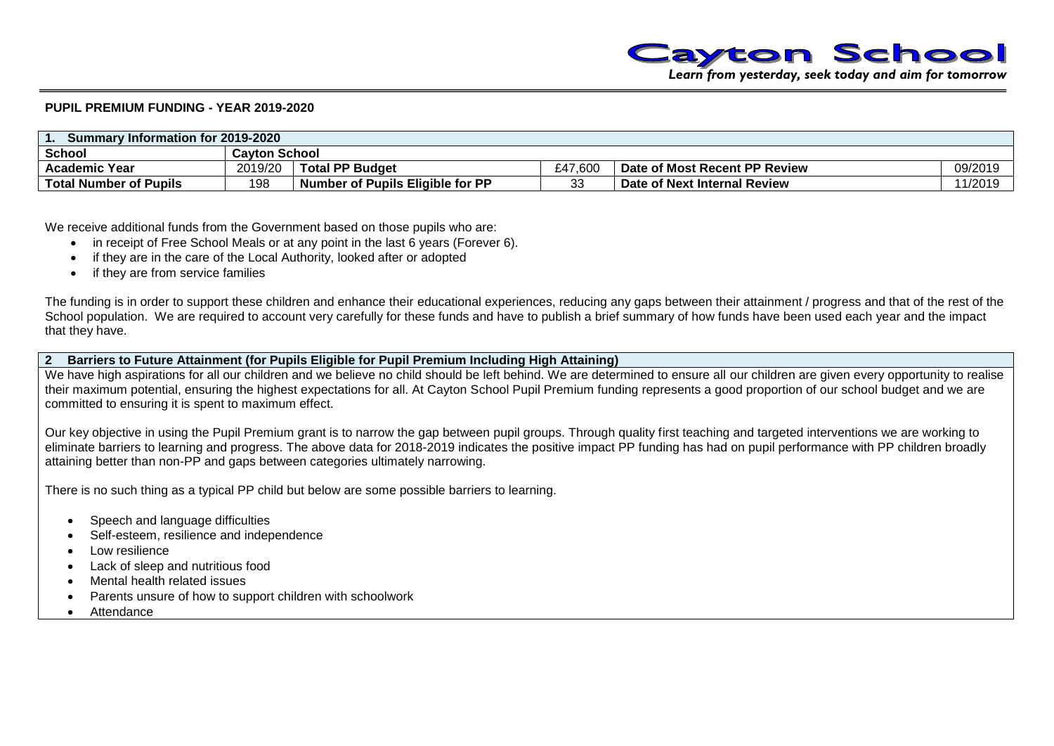# Cayton School

*Learn from yesterday, seek today and aim for tomorrow*

**PUPIL PREMIUM FUNDING - YEAR 2019-2020**

| 1. Summary Information for 2019-2020 | | | | | |
|---|---|---|---|---|---|
| **School** | **Cayton School** | | | | |
| **Academic Year** | 2019/20 | **Total PP Budget** | £47,600 | **Date of Most Recent PP Review** | 09/2019 |
| **Total Number of Pupils** | 198 | **Number of Pupils Eligible for PP** | 33 | **Date of Next Internal Review** | 11/2019 |

We receive additional funds from the Government based on those pupils who are:

- in receipt of Free School Meals or at any point in the last 6 years (Forever 6).
- if they are in the care of the Local Authority, looked after or adopted
- if they are from service families

The funding is in order to support these children and enhance their educational experiences, reducing any gaps between their attainment / progress and that of the rest of the School population. We are required to account very carefully for these funds and have to publish a brief summary of how funds have been used each year and the impact that they have.

## 2 Barriers to Future Attainment (for Pupils Eligible for Pupil Premium Including High Attaining)

We have high aspirations for all our children and we believe no child should be left behind. We are determined to ensure all our children are given every opportunity to realise their maximum potential, ensuring the highest expectations for all. At Cayton School Pupil Premium funding represents a good proportion of our school budget and we are committed to ensuring it is spent to maximum effect.

Our key objective in using the Pupil Premium grant is to narrow the gap between pupil groups. Through quality first teaching and targeted interventions we are working to eliminate barriers to learning and progress. The above data for 2018-2019 indicates the positive impact PP funding has had on pupil performance with PP children broadly attaining better than non-PP and gaps between categories ultimately narrowing.

There is no such thing as a typical PP child but below are some possible barriers to learning.

- Speech and language difficulties
- Self-esteem, resilience and independence
- Low resilience
- Lack of sleep and nutritious food
- Mental health related issues
- Parents unsure of how to support children with schoolwork
- Attendance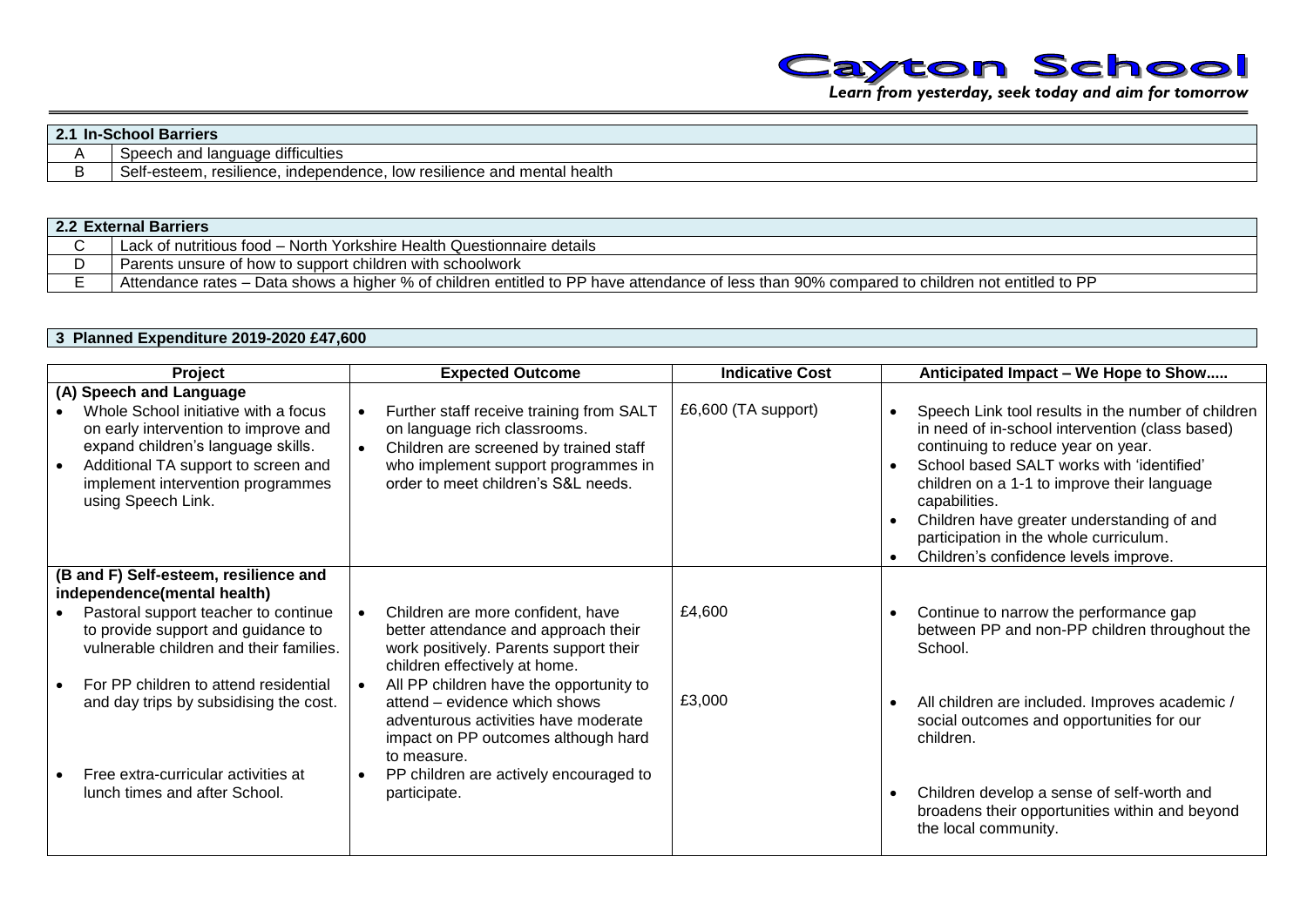| 2.1 In-School Barriers | |
|---|---|
| A | Speech and language difficulties |
| B | Self-esteem, resilience, independence, low resilience and mental health |

| 2.2 External Barriers | |
|---|---|
| C | Lack of nutritious food – North Yorkshire Health Questionnaire details |
| D | Parents unsure of how to support children with schoolwork |
| E | Attendance rates – Data shows a higher % of children entitled to PP have attendance of less than 90% compared to children not entitled to PP |

## 3 Planned Expenditure 2019-2020 £47,600

| Project | Expected Outcome | Indicative Cost | Anticipated Impact – We Hope to Show..... |
|---|---|---|---|
| **(A) Speech and Language**<br>• Whole School initiative with a focus on early intervention to improve and expand children's language skills.<br>• Additional TA support to screen and implement intervention programmes using Speech Link. | • Further staff receive training from SALT on language rich classrooms.<br>• Children are screened by trained staff who implement support programmes in order to meet children's S&L needs. | £6,600 (TA support) | • Speech Link tool results in the number of children in need of in-school intervention (class based) continuing to reduce year on year.<br>• School based SALT works with 'identified' children on a 1-1 to improve their language capabilities.<br>• Children have greater understanding of and participation in the whole curriculum.<br>• Children's confidence levels improve. |
| **(B and F) Self-esteem, resilience and independence(mental health)**<br>• Pastoral support teacher to continue to provide support and guidance to vulnerable children and their families. | • Children are more confident, have better attendance and approach their work positively. Parents support their children effectively at home. | £4,600 | • Continue to narrow the performance gap between PP and non-PP children throughout the School. |
| • For PP children to attend residential and day trips by subsidising the cost. | • All PP children have the opportunity to attend – evidence which shows adventurous activities have moderate impact on PP outcomes although hard to measure. | £3,000 | • All children are included. Improves academic / social outcomes and opportunities for our children. |
| • Free extra-curricular activities at lunch times and after School. | • PP children are actively encouraged to participate. | | • Children develop a sense of self-worth and broadens their opportunities within and beyond the local community. |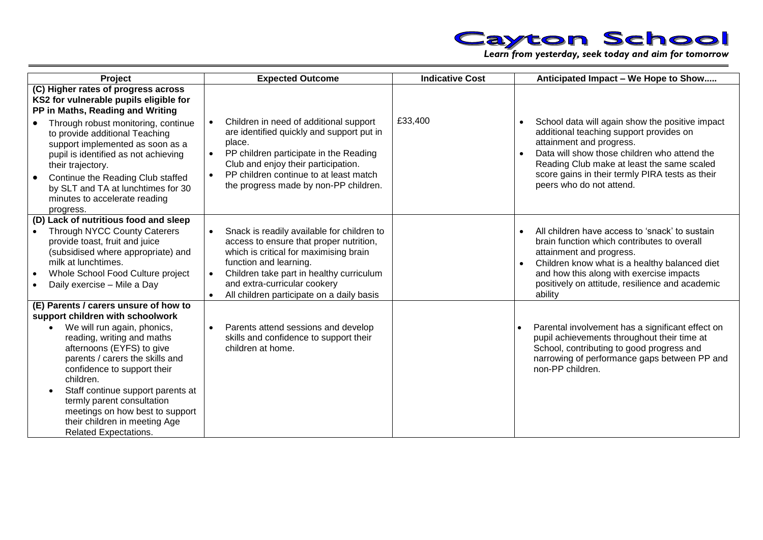| Project | Expected Outcome | Indicative Cost | Anticipated Impact – We Hope to Show..... |
|---|---|---|---|
| **(C) Higher rates of progress across KS2 for vulnerable pupils eligible for PP in Maths, Reading and Writing**<br>• Through robust monitoring, continue to provide additional Teaching support implemented as soon as a pupil is identified as not achieving their trajectory.<br>• Continue the Reading Club staffed by SLT and TA at lunchtimes for 30 minutes to accelerate reading progress. | • Children in need of additional support are identified quickly and support put in place.<br>• PP children participate in the Reading Club and enjoy their participation.<br>• PP children continue to at least match the progress made by non-PP children. | £33,400 | • School data will again show the positive impact additional teaching support provides on attainment and progress.<br>• Data will show those children who attend the Reading Club make at least the same scaled score gains in their termly PIRA tests as their peers who do not attend. |
| **(D) Lack of nutritious food and sleep**<br>• Through NYCC County Caterers provide toast, fruit and juice (subsidised where appropriate) and milk at lunchtimes.<br>• Whole School Food Culture project<br>• Daily exercise – Mile a Day | • Snack is readily available for children to access to ensure that proper nutrition, which is critical for maximising brain function and learning.<br>• Children take part in healthy curriculum and extra-curricular cookery<br>• All children participate on a daily basis | | • All children have access to 'snack' to sustain brain function which contributes to overall attainment and progress.<br>• Children know what is a healthy balanced diet and how this along with exercise impacts positively on attitude, resilience and academic ability |
| **(E) Parents / carers unsure of how to support children with schoolwork**<br>• We will run again, phonics, reading, writing and maths afternoons (EYFS) to give parents / carers the skills and confidence to support their children.<br>• Staff continue support parents at termly parent consultation meetings on how best to support their children in meeting Age Related Expectations. | • Parents attend sessions and develop skills and confidence to support their children at home. | | • Parental involvement has a significant effect on pupil achievements throughout their time at School, contributing to good progress and narrowing of performance gaps between PP and non-PP children. |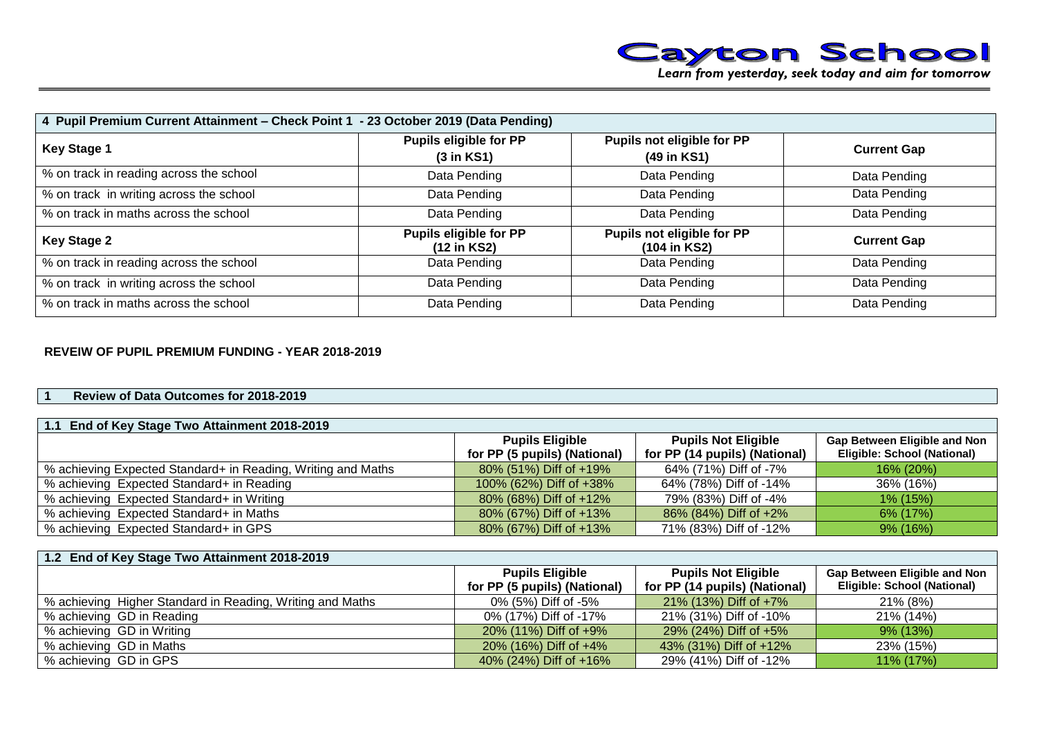| 4 Pupil Premium Current Attainment – Check Point 1 - 23 October 2019 (Data Pending) | | | |
|---|---|---|---|
| **Key Stage 1** | **Pupils eligible for PP (3 in KS1)** | **Pupils not eligible for PP (49 in KS1)** | **Current Gap** |
| % on track in reading across the school | Data Pending | Data Pending | Data Pending |
| % on track in writing across the school | Data Pending | Data Pending | Data Pending |
| % on track in maths across the school | Data Pending | Data Pending | Data Pending |
| **Key Stage 2** | **Pupils eligible for PP (12 in KS2)** | **Pupils not eligible for PP (104 in KS2)** | **Current Gap** |
| % on track in reading across the school | Data Pending | Data Pending | Data Pending |
| % on track in writing across the school | Data Pending | Data Pending | Data Pending |
| % on track in maths across the school | Data Pending | Data Pending | Data Pending |

**REVEIW OF PUPIL PREMIUM FUNDING - YEAR 2018-2019**

## 1 Review of Data Outcomes for 2018-2019

| 1.1 End of Key Stage Two Attainment 2018-2019 | **Pupils Eligible for PP (5 pupils) (National)** | **Pupils Not Eligible for PP (14 pupils) (National)** | **Gap Between Eligible and Non Eligible: School (National)** |
|---|---|---|---|
| % achieving Expected Standard+ in Reading, Writing and Maths | 80% (51%) Diff of +19% | 64% (71%) Diff of -7% | 16% (20%) |
| % achieving Expected Standard+ in Reading | 100% (62%) Diff of +38% | 64% (78%) Diff of -14% | 36% (16%) |
| % achieving Expected Standard+ in Writing | 80% (68%) Diff of +12% | 79% (83%) Diff of -4% | 1% (15%) |
| % achieving Expected Standard+ in Maths | 80% (67%) Diff of +13% | 86% (84%) Diff of +2% | 6% (17%) |
| % achieving Expected Standard+ in GPS | 80% (67%) Diff of +13% | 71% (83%) Diff of -12% | 9% (16%) |

| 1.2 End of Key Stage Two Attainment 2018-2019 | **Pupils Eligible for PP (5 pupils) (National)** | **Pupils Not Eligible for PP (14 pupils) (National)** | **Gap Between Eligible and Non Eligible: School (National)** |
|---|---|---|---|
| % achieving Higher Standard in Reading, Writing and Maths | 0% (5%) Diff of -5% | 21% (13%) Diff of +7% | 21% (8%) |
| % achieving GD in Reading | 0% (17%) Diff of -17% | 21% (31%) Diff of -10% | 21% (14%) |
| % achieving GD in Writing | 20% (11%) Diff of +9% | 29% (24%) Diff of +5% | 9% (13%) |
| % achieving GD in Maths | 20% (16%) Diff of +4% | 43% (31%) Diff of +12% | 23% (15%) |
| % achieving GD in GPS | 40% (24%) Diff of +16% | 29% (41%) Diff of -12% | 11% (17%) |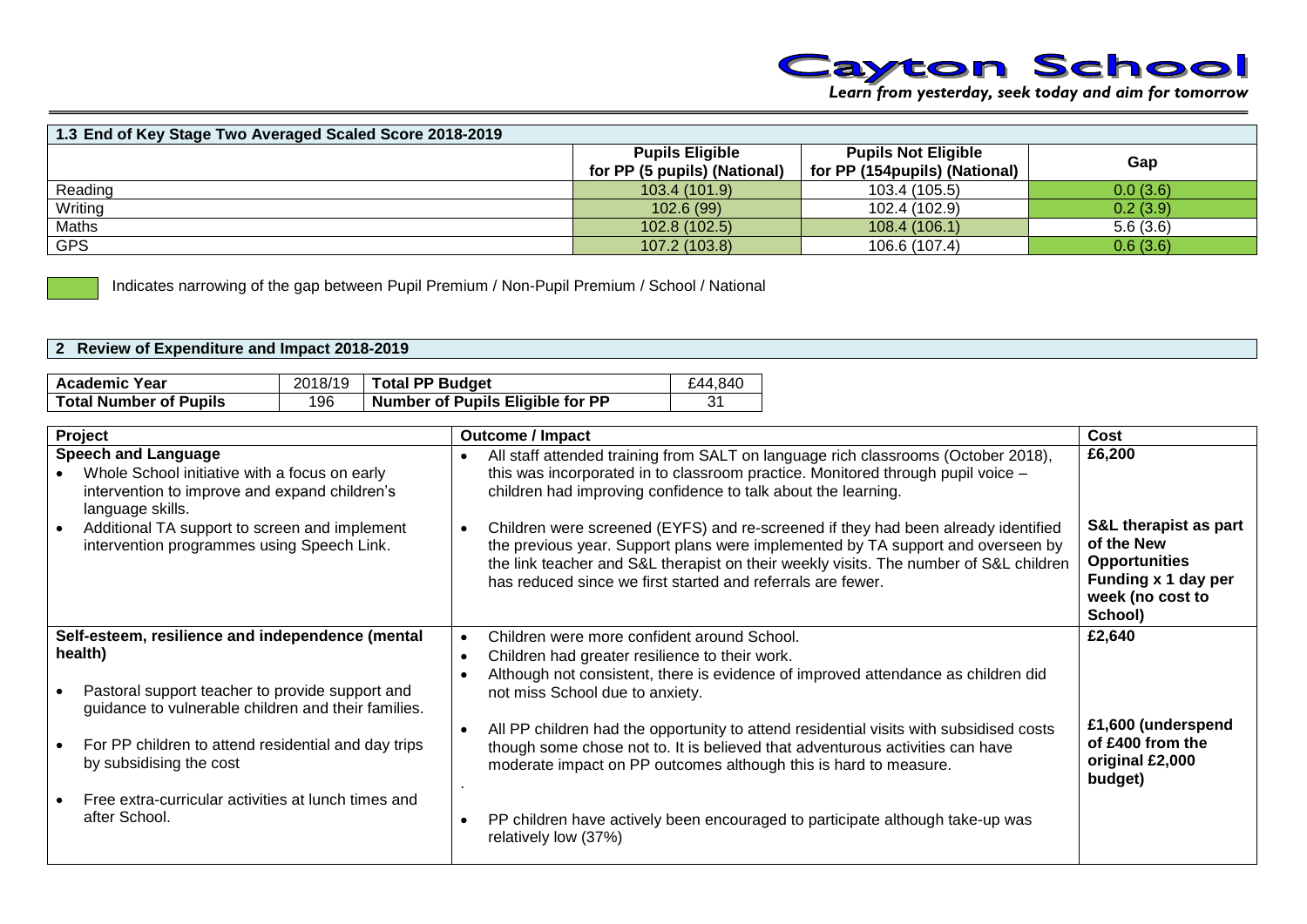| 1.3 End of Key Stage Two Averaged Scaled Score 2018-2019 | | | |
|---|---|---|---|
| | **Pupils Eligible for PP (5 pupils) (National)** | **Pupils Not Eligible for PP (154pupils) (National)** | **Gap** |
| Reading | 103.4 (101.9) | 103.4 (105.5) | 0.0 (3.6) |
| Writing | 102.6 (99) | 102.4 (102.9) | 0.2 (3.9) |
| Maths | 102.8 (102.5) | 108.4 (106.1) | 5.6 (3.6) |
| GPS | 107.2 (103.8) | 106.6 (107.4) | 0.6 (3.6) |

Indicates narrowing of the gap between Pupil Premium / Non-Pupil Premium / School / National

## 2 Review of Expenditure and Impact 2018-2019

| **Academic Year** | 2018/19 | **Total PP Budget** | £44,840 |
|---|---|---|---|
| **Total Number of Pupils** | 196 | **Number of Pupils Eligible for PP** | 31 |

| Project | Outcome / Impact | Cost |
|---|---|---|
| **Speech and Language**<br>• Whole School initiative with a focus on early intervention to improve and expand children's language skills.<br>• Additional TA support to screen and implement intervention programmes using Speech Link. | • All staff attended training from SALT on language rich classrooms (October 2018), this was incorporated in to classroom practice. Monitored through pupil voice – children had improving confidence to talk about the learning.<br>• Children were screened (EYFS) and re-screened if they had been already identified the previous year. Support plans were implemented by TA support and overseen by the link teacher and S&L therapist on their weekly visits. The number of S&L children has reduced since we first started and referrals are fewer. | **£6,200**<br><br>**S&L therapist as part of the New Opportunities Funding x 1 day per week (no cost to School)** |
| **Self-esteem, resilience and independence (mental health)**<br>• Pastoral support teacher to provide support and guidance to vulnerable children and their families.<br>• For PP children to attend residential and day trips by subsidising the cost<br>• Free extra-curricular activities at lunch times and after School. | • Children were more confident around School.<br>• Children had greater resilience to their work.<br>• Although not consistent, there is evidence of improved attendance as children did not miss School due to anxiety.<br>• All PP children had the opportunity to attend residential visits with subsidised costs though some chose not to. It is believed that adventurous activities can have moderate impact on PP outcomes although this is hard to measure.<br>.<br>• PP children have actively been encouraged to participate although take-up was relatively low (37%) | **£2,640**<br><br>**£1,600 (underspend of £400 from the original £2,000 budget)** |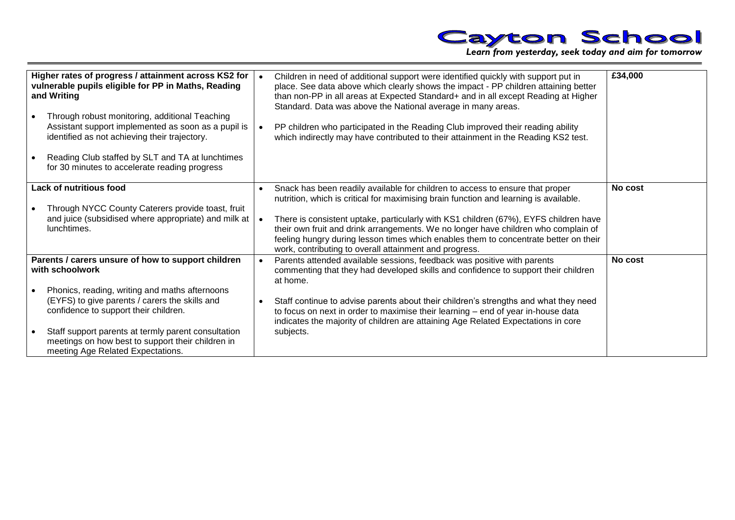| | | |
|---|---|---|
| **Higher rates of progress / attainment across KS2 for vulnerable pupils eligible for PP in Maths, Reading and Writing**<br><br>• Through robust monitoring, additional Teaching Assistant support implemented as soon as a pupil is identified as not achieving their trajectory.<br><br>• Reading Club staffed by SLT and TA at lunchtimes for 30 minutes to accelerate reading progress | • Children in need of additional support were identified quickly with support put in place. See data above which clearly shows the impact - PP children attaining better than non-PP in all areas at Expected Standard+ and in all except Reading at Higher Standard. Data was above the National average in many areas.<br><br>• PP children who participated in the Reading Club improved their reading ability which indirectly may have contributed to their attainment in the Reading KS2 test. | **£34,000** |
| **Lack of nutritious food**<br><br>• Through NYCC County Caterers provide toast, fruit and juice (subsidised where appropriate) and milk at lunchtimes. | • Snack has been readily available for children to access to ensure that proper nutrition, which is critical for maximising brain function and learning is available.<br><br>• There is consistent uptake, particularly with KS1 children (67%), EYFS children have their own fruit and drink arrangements. We no longer have children who complain of feeling hungry during lesson times which enables them to concentrate better on their work, contributing to overall attainment and progress. | **No cost** |
| **Parents / carers unsure of how to support children with schoolwork**<br><br>• Phonics, reading, writing and maths afternoons (EYFS) to give parents / carers the skills and confidence to support their children.<br><br>• Staff support parents at termly parent consultation meetings on how best to support their children in meeting Age Related Expectations. | • Parents attended available sessions, feedback was positive with parents commenting that they had developed skills and confidence to support their children at home.<br><br>• Staff continue to advise parents about their children's strengths and what they need to focus on next in order to maximise their learning – end of year in-house data indicates the majority of children are attaining Age Related Expectations in core subjects. | **No cost** |